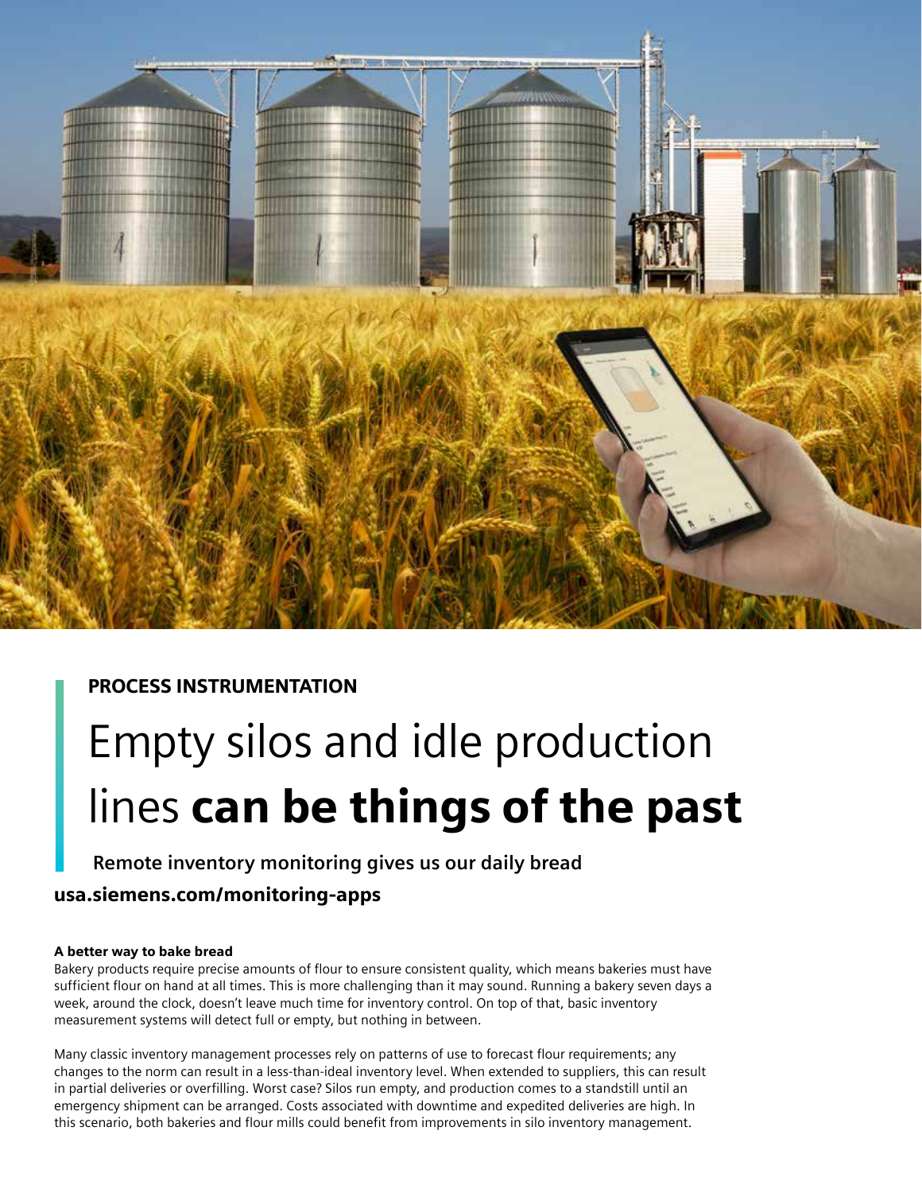PROCESS INSTRUMENTATION

# Empty silos and idle production lines **can be things of the past**

**Remote inventory monitoring gives us our daily bread**

**usa.siemens.com/monitoring-apps**

### A better way to bake bread

Bakery products require precise amounts of flour to ensure consistent quality, which means bakeries must have sufficient flour on hand at all times. This is more challenging than it may sound. Running a bakery seven days a week, around the clock, doesn't leave much time for inventory control. On top of that, basic inventory measurement systems will detect full or empty, but nothing in between.

Many classic inventory management processes rely on patterns of use to forecast flour requirements; any changes to the norm can result in a less-than-ideal inventory level. When extended to suppliers, this can result in partial deliveries or overfilling. Worst case? Silos run empty, and production comes to a standstill until an emergency shipment can be arranged. Costs associated with downtime and expedited deliveries are high. In this scenario, both bakeries and flour mills could benefit from improvements in silo inventory management.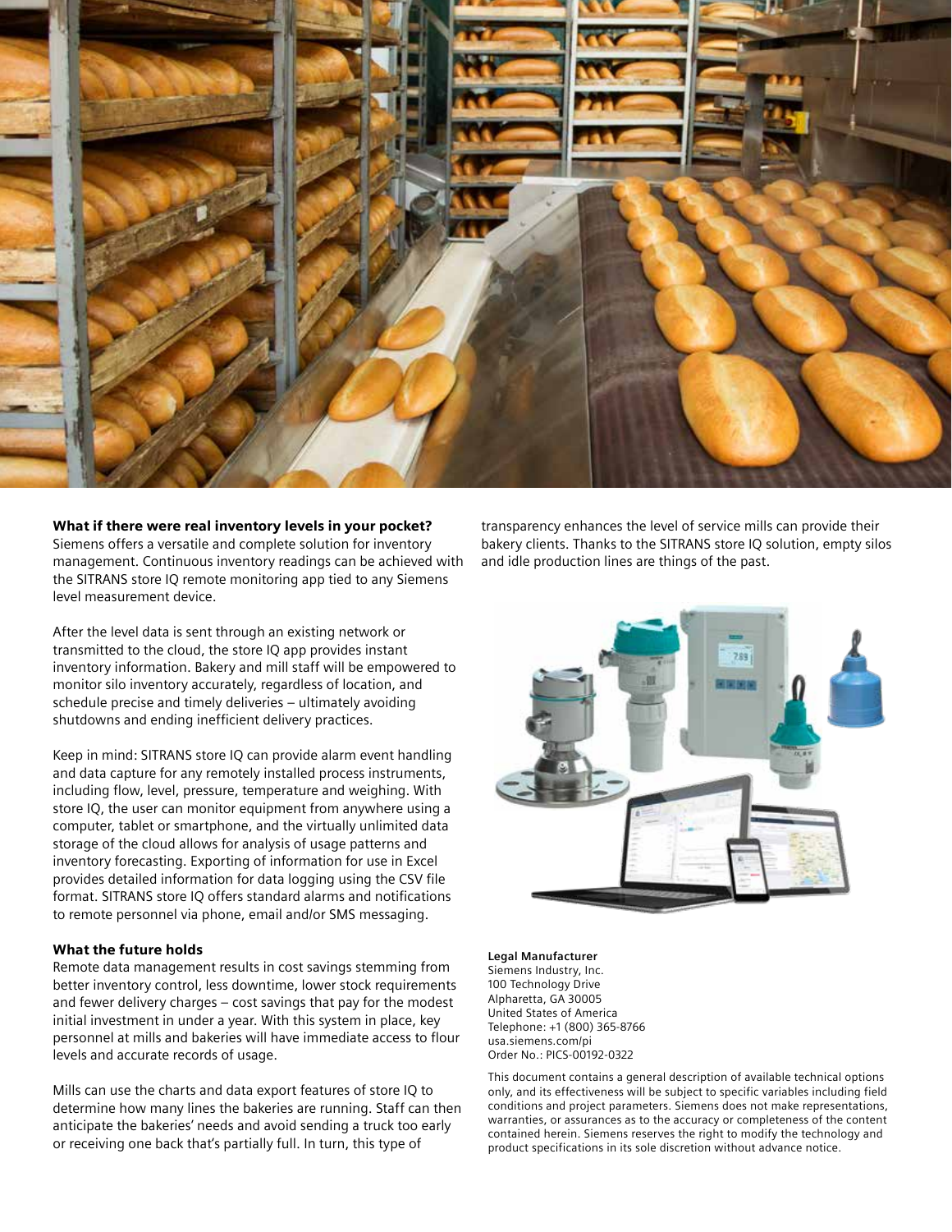### What if there were real inventory levels in your pocket?

Siemens offers a versatile and complete solution for inventory management. Continuous inventory readings can be achieved with the SITRANS store IQ remote monitoring app tied to any Siemens level measurement device.

After the level data is sent through an existing network or transmitted to the cloud, the store IQ app provides instant inventory information. Bakery and mill staff will be empowered to monitor silo inventory accurately, regardless of location, and schedule precise and timely deliveries – ultimately avoiding shutdowns and ending inefficient delivery practices.

Keep in mind: SITRANS store IQ can provide alarm event handling and data capture for any remotely installed process instruments, including flow, level, pressure, temperature and weighing. With store IQ, the user can monitor equipment from anywhere using a computer, tablet or smartphone, and the virtually unlimited data storage of the cloud allows for analysis of usage patterns and inventory forecasting. Exporting of information for use in Excel provides detailed information for data logging using the CSV file format. SITRANS store IQ offers standard alarms and notifications to remote personnel via phone, email and/or SMS messaging.

### What the future holds

Remote data management results in cost savings stemming from better inventory control, less downtime, lower stock requirements and fewer delivery charges – cost savings that pay for the modest initial investment in under a year. With this system in place, key personnel at mills and bakeries will have immediate access to flour levels and accurate records of usage.

Mills can use the charts and data export features of store IQ to determine how many lines the bakeries are running. Staff can then anticipate the bakeries' needs and avoid sending a truck too early or receiving one back that's partially full. In turn, this type of transparency enhances the level of service mills can provide their bakery clients. Thanks to the SITRANS store IQ solution, empty silos and idle production lines are things of the past.

**Legal Manufacturer**
Siemens Industry, Inc.
100 Technology Drive
Alpharetta, GA 30005
United States of America
Telephone: +1 (800) 365-8766
usa.siemens.com/pi
Order No.: PICS-00192-0322

This document contains a general description of available technical options only, and its effectiveness will be subject to specific variables including field conditions and project parameters. Siemens does not make representations, warranties, or assurances as to the accuracy or completeness of the content contained herein. Siemens reserves the right to modify the technology and product specifications in its sole discretion without advance notice.